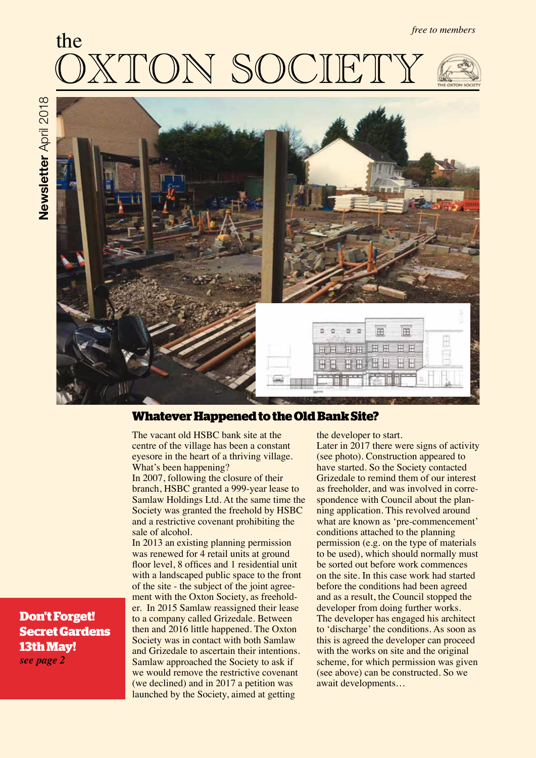*free to members*

# the OXTON SOCIETY

**Newsletter** April 2018

## Whatever Happened to the Old Bank Site?

The vacant old HSBC bank site at the centre of the village has been a constant eyesore in the heart of a thriving village. What's been happening?

In 2007, following the closure of their branch, HSBC granted a 999-year lease to Samlaw Holdings Ltd. At the same time the Society was granted the freehold by HSBC and a restrictive covenant prohibiting the sale of alcohol.

In 2013 an existing planning permission was renewed for 4 retail units at ground floor level, 8 offices and 1 residential unit with a landscaped public space to the front of the site - the subject of the joint agreement with the Oxton Society, as freeholder. In 2015 Samlaw reassigned their lease to a company called Grizedale. Between then and 2016 little happened. The Oxton Society was in contact with both Samlaw and Grizedale to ascertain their intentions. Samlaw approached the Society to ask if we would remove the restrictive covenant (we declined) and in 2017 a petition was launched by the Society, aimed at getting the developer to start.

Later in 2017 there were signs of activity (see photo). Construction appeared to have started. So the Society contacted Grizedale to remind them of our interest as freeholder, and was involved in correspondence with Council about the planning application. This revolved around what are known as 'pre-commencement' conditions attached to the planning permission (e.g. on the type of materials to be used), which should normally must be sorted out before work commences on the site. In this case work had started before the conditions had been agreed and as a result, the Council stopped the developer from doing further works. The developer has engaged his architect to 'discharge' the conditions. As soon as this is agreed the developer can proceed with the works on site and the original scheme, for which permission was given (see above) can be constructed. So we await developments…

**Don't Forget! Secret Gardens 13th May!**
*see page 2*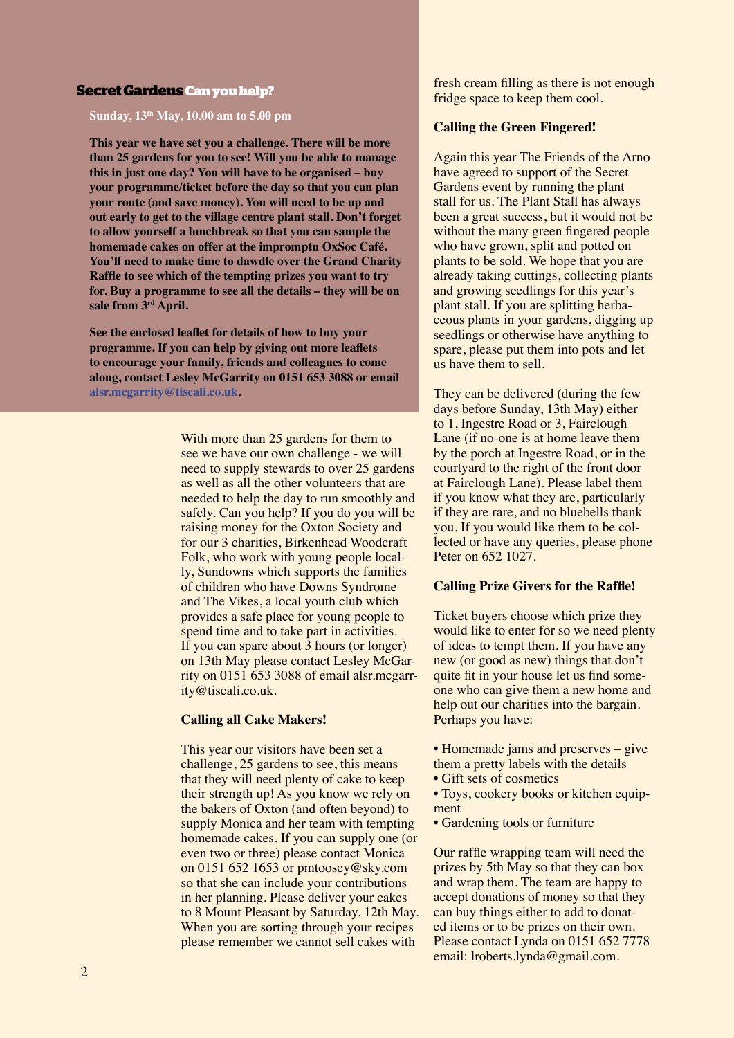## Secret Gardens Can you help?

**Sunday, 13th May, 10.00 am to 5.00 pm**

**This year we have set you a challenge. There will be more than 25 gardens for you to see! Will you be able to manage this in just one day? You will have to be organised – buy your programme/ticket before the day so that you can plan your route (and save money). You will need to be up and out early to get to the village centre plant stall. Don't forget to allow yourself a lunchbreak so that you can sample the homemade cakes on offer at the impromptu OxSoc Café. You'll need to make time to dawdle over the Grand Charity Raffle to see which of the tempting prizes you want to try for. Buy a programme to see all the details – they will be on sale from 3rd April.**

**See the enclosed leaflet for details of how to buy your programme. If you can help by giving out more leaflets to encourage your family, friends and colleagues to come along, contact Lesley McGarrity on 0151 653 3088 or email alsr.mcgarrity@tiscali.co.uk.**

With more than 25 gardens for them to see we have our own challenge - we will need to supply stewards to over 25 gardens as well as all the other volunteers that are needed to help the day to run smoothly and safely. Can you help? If you do you will be raising money for the Oxton Society and for our 3 charities, Birkenhead Woodcraft Folk, who work with young people locally, Sundowns which supports the families of children who have Downs Syndrome and The Vikes, a local youth club which provides a safe place for young people to spend time and to take part in activities. If you can spare about 3 hours (or longer) on 13th May please contact Lesley McGarrity on 0151 653 3088 of email alsr.mcgarrity@tiscali.co.uk.

### Calling all Cake Makers!

This year our visitors have been set a challenge, 25 gardens to see, this means that they will need plenty of cake to keep their strength up! As you know we rely on the bakers of Oxton (and often beyond) to supply Monica and her team with tempting homemade cakes. If you can supply one (or even two or three) please contact Monica on 0151 652 1653 or pmtoosey@sky.com so that she can include your contributions in her planning. Please deliver your cakes to 8 Mount Pleasant by Saturday, 12th May. When you are sorting through your recipes please remember we cannot sell cakes with fresh cream filling as there is not enough fridge space to keep them cool.

### Calling the Green Fingered!

Again this year The Friends of the Arno have agreed to support of the Secret Gardens event by running the plant stall for us. The Plant Stall has always been a great success, but it would not be without the many green fingered people who have grown, split and potted on plants to be sold. We hope that you are already taking cuttings, collecting plants and growing seedlings for this year's plant stall. If you are splitting herbaceous plants in your gardens, digging up seedlings or otherwise have anything to spare, please put them into pots and let us have them to sell.

They can be delivered (during the few days before Sunday, 13th May) either to 1, Ingestre Road or 3, Fairclough Lane (if no-one is at home leave them by the porch at Ingestre Road, or in the courtyard to the right of the front door at Fairclough Lane). Please label them if you know what they are, particularly if they are rare, and no bluebells thank you. If you would like them to be collected or have any queries, please phone Peter on 652 1027.

### Calling Prize Givers for the Raffle!

Ticket buyers choose which prize they would like to enter for so we need plenty of ideas to tempt them. If you have any new (or good as new) things that don't quite fit in your house let us find someone who can give them a new home and help out our charities into the bargain. Perhaps you have:

- Homemade jams and preserves – give them a pretty labels with the details
- Gift sets of cosmetics
- Toys, cookery books or kitchen equipment
- Gardening tools or furniture

Our raffle wrapping team will need the prizes by 5th May so that they can box and wrap them. The team are happy to accept donations of money so that they can buy things either to add to donated items or to be prizes on their own. Please contact Lynda on 0151 652 7778 email: lroberts.lynda@gmail.com.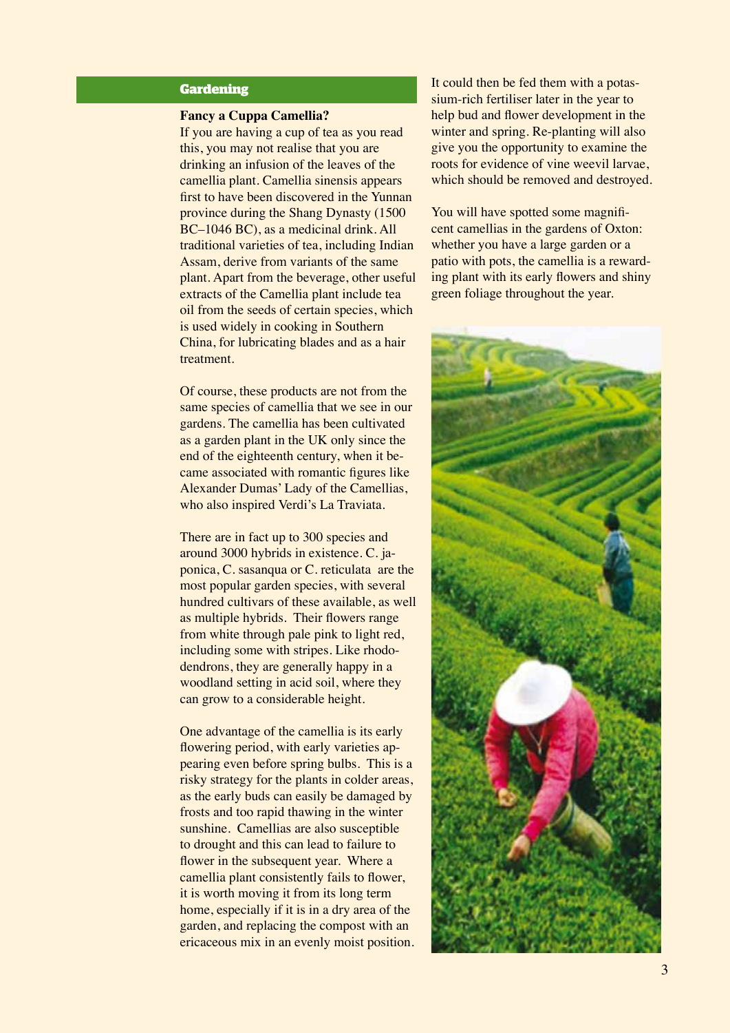## Gardening

### Fancy a Cuppa Camellia?

If you are having a cup of tea as you read this, you may not realise that you are drinking an infusion of the leaves of the camellia plant. Camellia sinensis appears first to have been discovered in the Yunnan province during the Shang Dynasty (1500 BC–1046 BC), as a medicinal drink. All traditional varieties of tea, including Indian Assam, derive from variants of the same plant. Apart from the beverage, other useful extracts of the Camellia plant include tea oil from the seeds of certain species, which is used widely in cooking in Southern China, for lubricating blades and as a hair treatment.

Of course, these products are not from the same species of camellia that we see in our gardens. The camellia has been cultivated as a garden plant in the UK only since the end of the eighteenth century, when it became associated with romantic figures like Alexander Dumas' Lady of the Camellias, who also inspired Verdi's La Traviata.

There are in fact up to 300 species and around 3000 hybrids in existence. C. japonica, C. sasanqua or C. reticulata are the most popular garden species, with several hundred cultivars of these available, as well as multiple hybrids. Their flowers range from white through pale pink to light red, including some with stripes. Like rhododendrons, they are generally happy in a woodland setting in acid soil, where they can grow to a considerable height.

One advantage of the camellia is its early flowering period, with early varieties appearing even before spring bulbs. This is a risky strategy for the plants in colder areas, as the early buds can easily be damaged by frosts and too rapid thawing in the winter sunshine. Camellias are also susceptible to drought and this can lead to failure to flower in the subsequent year. Where a camellia plant consistently fails to flower, it is worth moving it from its long term home, especially if it is in a dry area of the garden, and replacing the compost with an ericaceous mix in an evenly moist position. It could then be fed them with a potassium-rich fertiliser later in the year to help bud and flower development in the winter and spring. Re-planting will also give you the opportunity to examine the roots for evidence of vine weevil larvae, which should be removed and destroyed.

You will have spotted some magnificent camellias in the gardens of Oxton: whether you have a large garden or a patio with pots, the camellia is a rewarding plant with its early flowers and shiny green foliage throughout the year.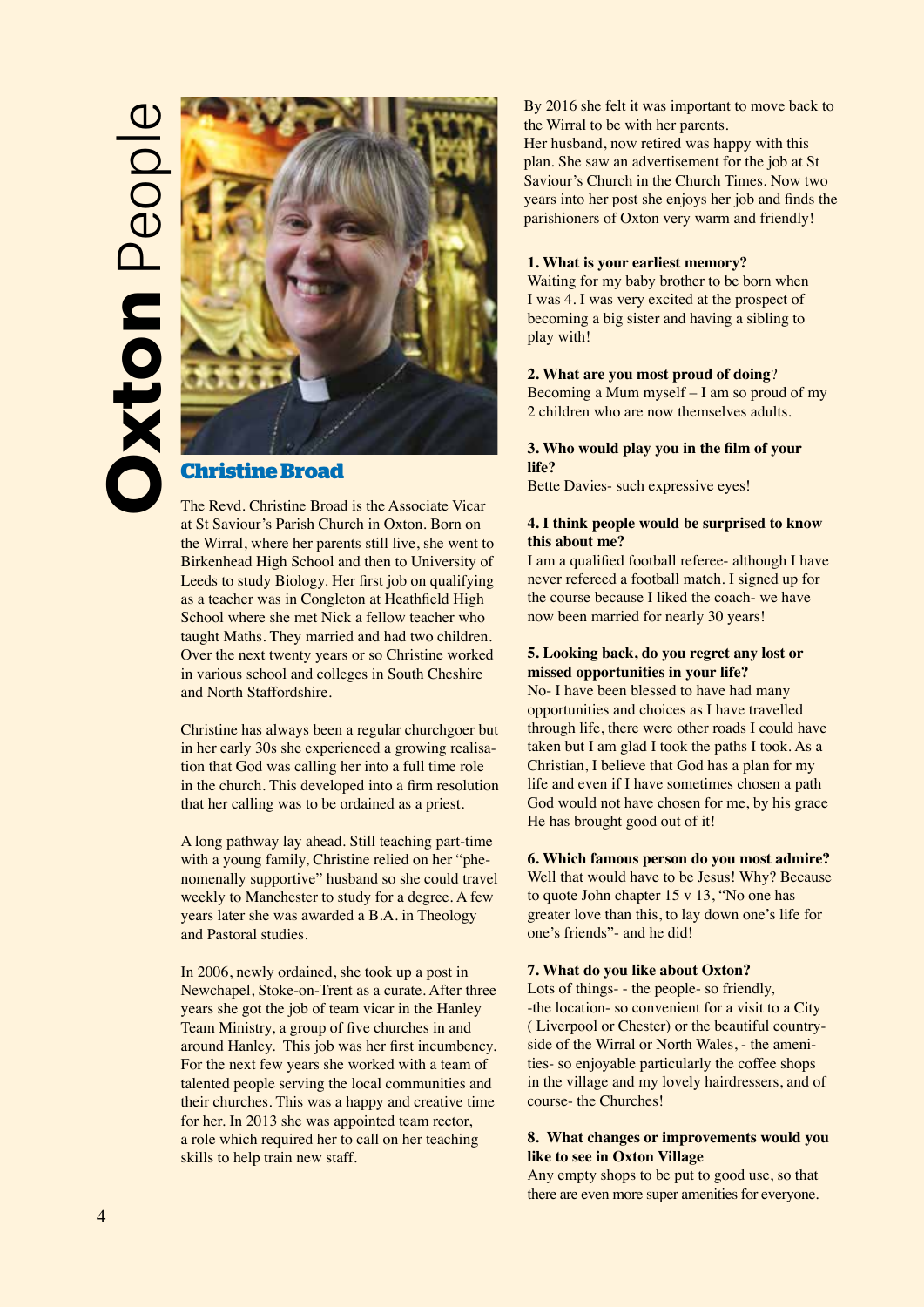# Oxton People

## Christine Broad

The Revd. Christine Broad is the Associate Vicar at St Saviour's Parish Church in Oxton. Born on the Wirral, where her parents still live, she went to Birkenhead High School and then to University of Leeds to study Biology. Her first job on qualifying as a teacher was in Congleton at Heathfield High School where she met Nick a fellow teacher who taught Maths. They married and had two children. Over the next twenty years or so Christine worked in various school and colleges in South Cheshire and North Staffordshire.

Christine has always been a regular churchgoer but in her early 30s she experienced a growing realisation that God was calling her into a full time role in the church. This developed into a firm resolution that her calling was to be ordained as a priest.

A long pathway lay ahead. Still teaching part-time with a young family, Christine relied on her "phenomenally supportive" husband so she could travel weekly to Manchester to study for a degree. A few years later she was awarded a B.A. in Theology and Pastoral studies.

In 2006, newly ordained, she took up a post in Newchapel, Stoke-on-Trent as a curate. After three years she got the job of team vicar in the Hanley Team Ministry, a group of five churches in and around Hanley. This job was her first incumbency. For the next few years she worked with a team of talented people serving the local communities and their churches. This was a happy and creative time for her. In 2013 she was appointed team rector, a role which required her to call on her teaching skills to help train new staff.

By 2016 she felt it was important to move back to the Wirral to be with her parents.
Her husband, now retired was happy with this plan. She saw an advertisement for the job at St Saviour's Church in the Church Times. Now two years into her post she enjoys her job and finds the parishioners of Oxton very warm and friendly!

**1. What is your earliest memory?**
Waiting for my baby brother to be born when I was 4. I was very excited at the prospect of becoming a big sister and having a sibling to play with!

**2. What are you most proud of doing?**
Becoming a Mum myself – I am so proud of my 2 children who are now themselves adults.

**3. Who would play you in the film of your life?**
Bette Davies- such expressive eyes!

**4. I think people would be surprised to know this about me?**
I am a qualified football referee- although I have never refereed a football match. I signed up for the course because I liked the coach- we have now been married for nearly 30 years!

**5. Looking back, do you regret any lost or missed opportunities in your life?**
No- I have been blessed to have had many opportunities and choices as I have travelled through life, there were other roads I could have taken but I am glad I took the paths I took. As a Christian, I believe that God has a plan for my life and even if I have sometimes chosen a path God would not have chosen for me, by his grace He has brought good out of it!

**6. Which famous person do you most admire?**
Well that would have to be Jesus! Why? Because to quote John chapter 15 v 13, "No one has greater love than this, to lay down one's life for one's friends"- and he did!

**7. What do you like about Oxton?**
Lots of things- - the people- so friendly,
-the location- so convenient for a visit to a City ( Liverpool or Chester) or the beautiful countryside of the Wirral or North Wales, - the amenities- so enjoyable particularly the coffee shops in the village and my lovely hairdressers, and of course- the Churches!

**8. What changes or improvements would you like to see in Oxton Village**
Any empty shops to be put to good use, so that there are even more super amenities for everyone.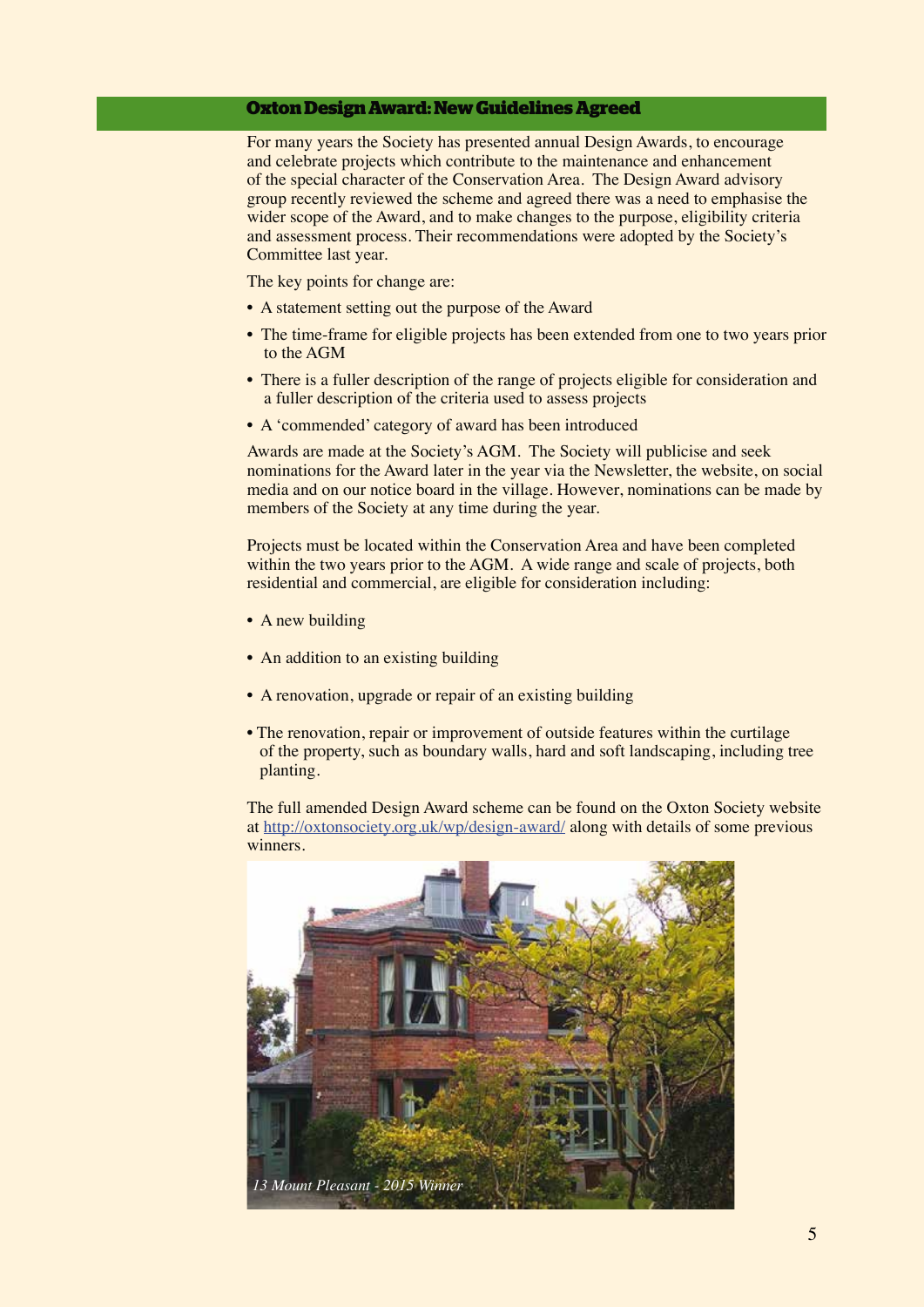## Oxton Design Award: New Guidelines Agreed

For many years the Society has presented annual Design Awards, to encourage and celebrate projects which contribute to the maintenance and enhancement of the special character of the Conservation Area. The Design Award advisory group recently reviewed the scheme and agreed there was a need to emphasise the wider scope of the Award, and to make changes to the purpose, eligibility criteria and assessment process. Their recommendations were adopted by the Society's Committee last year.

The key points for change are:

- A statement setting out the purpose of the Award
- The time-frame for eligible projects has been extended from one to two years prior to the AGM
- There is a fuller description of the range of projects eligible for consideration and a fuller description of the criteria used to assess projects
- A 'commended' category of award has been introduced

Awards are made at the Society's AGM. The Society will publicise and seek nominations for the Award later in the year via the Newsletter, the website, on social media and on our notice board in the village. However, nominations can be made by members of the Society at any time during the year.

Projects must be located within the Conservation Area and have been completed within the two years prior to the AGM. A wide range and scale of projects, both residential and commercial, are eligible for consideration including:

- A new building
- An addition to an existing building
- A renovation, upgrade or repair of an existing building
- The renovation, repair or improvement of outside features within the curtilage of the property, such as boundary walls, hard and soft landscaping, including tree planting.

The full amended Design Award scheme can be found on the Oxton Society website at http://oxtonsociety.org.uk/wp/design-award/ along with details of some previous winners.

*13 Mount Pleasant - 2015 Winner*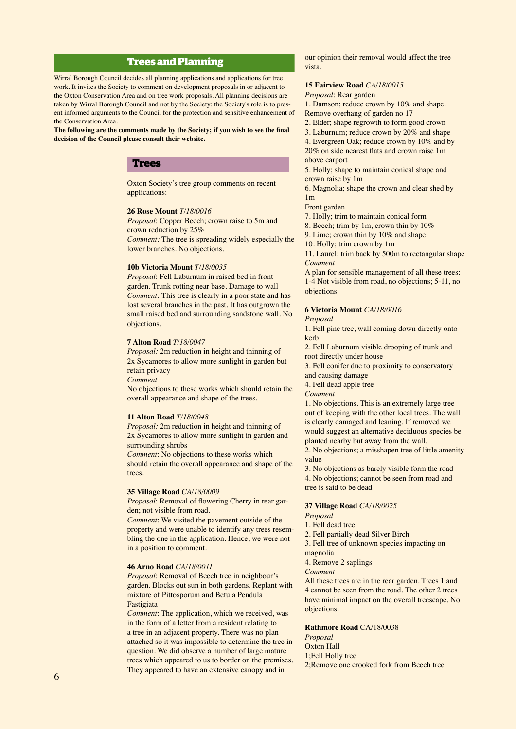## Trees and Planning

Wirral Borough Council decides all planning applications and applications for tree work. It invites the Society to comment on development proposals in or adjacent to the Oxton Conservation Area and on tree work proposals. All planning decisions are taken by Wirral Borough Council and not by the Society: the Society's role is to present informed arguments to the Council for the protection and sensitive enhancement of the Conservation Area.

**The following are the comments made by the Society; if you wish to see the final decision of the Council please consult their website.**

### Trees

Oxton Society's tree group comments on recent applications:

**26 Rose Mount** *T/18/0016*

*Proposal*: Copper Beech; crown raise to 5m and crown reduction by 25%

*Comment:* The tree is spreading widely especially the lower branches. No objections.

**10b Victoria Mount** *T/18/0035*

*Proposal*: Fell Laburnum in raised bed in front garden. Trunk rotting near base. Damage to wall

*Comment:* This tree is clearly in a poor state and has lost several branches in the past. It has outgrown the small raised bed and surrounding sandstone wall. No objections.

**7 Alton Road** *T/18/0047*

*Proposal:* 2m reduction in height and thinning of 2x Sycamores to allow more sunlight in garden but retain privacy

*Comment*

No objections to these works which should retain the overall appearance and shape of the trees.

**11 Alton Road** *T/18/0048*

*Proposal:* 2m reduction in height and thinning of 2x Sycamores to allow more sunlight in garden and surrounding shrubs

*Comment*: No objections to these works which should retain the overall appearance and shape of the trees.

**35 Village Road** *CA/18/0009*

*Proposal*: Removal of flowering Cherry in rear garden; not visible from road.

*Comment*: We visited the pavement outside of the property and were unable to identify any trees resembling the one in the application. Hence, we were not in a position to comment.

**46 Arno Road** *CA/18/0011*

*Proposal*: Removal of Beech tree in neighbour's garden. Blocks out sun in both gardens. Replant with mixture of Pittosporum and Betula Pendula Fastigiata

*Comment*: The application, which we received, was in the form of a letter from a resident relating to a tree in an adjacent property. There was no plan attached so it was impossible to determine the tree in question. We did observe a number of large mature trees which appeared to us to border on the premises. They appeared to have an extensive canopy and in our opinion their removal would affect the tree vista.

**15 Fairview Road** *CA/18/0015*

*Proposal*: Rear garden

1. Damson; reduce crown by 10% and shape. Remove overhang of garden no 17
2. Elder; shape regrowth to form good crown
3. Laburnum; reduce crown by 20% and shape
4. Evergreen Oak; reduce crown by 10% and by 20% on side nearest flats and crown raise 1m above carport
5. Holly; shape to maintain conical shape and crown raise by 1m
6. Magnolia; shape the crown and clear shed by 1m

Front garden

7. Holly; trim to maintain conical form
8. Beech; trim by 1m, crown thin by 10%
9. Lime; crown thin by 10% and shape
10. Holly; trim crown by 1m
11. Laurel; trim back by 500m to rectangular shape

*Comment*

A plan for sensible management of all these trees: 1-4 Not visible from road, no objections; 5-11, no objections

**6 Victoria Mount** *CA/18/0016*

*Proposal*

1. Fell pine tree, wall coming down directly onto kerb
2. Fell Laburnum visible drooping of trunk and root directly under house
3. Fell conifer due to proximity to conservatory and causing damage
4. Fell dead apple tree

*Comment*

1. No objections. This is an extremely large tree out of keeping with the other local trees. The wall is clearly damaged and leaning. If removed we would suggest an alternative deciduous species be planted nearby but away from the wall.
2. No objections; a misshapen tree of little amenity value
3. No objections as barely visible form the road
4. No objections; cannot be seen from road and tree is said to be dead

**37 Village Road** *CA/18/0025*

*Proposal*

1. Fell dead tree
2. Fell partially dead Silver Birch
3. Fell tree of unknown species impacting on magnolia
4. Remove 2 saplings

*Comment*

All these trees are in the rear garden. Trees 1 and 4 cannot be seen from the road. The other 2 trees have minimal impact on the overall treescape. No objections.

**Rathmore Road** CA/18/0038

*Proposal*

Oxton Hall

1;Fell Holly tree

2;Remove one crooked fork from Beech tree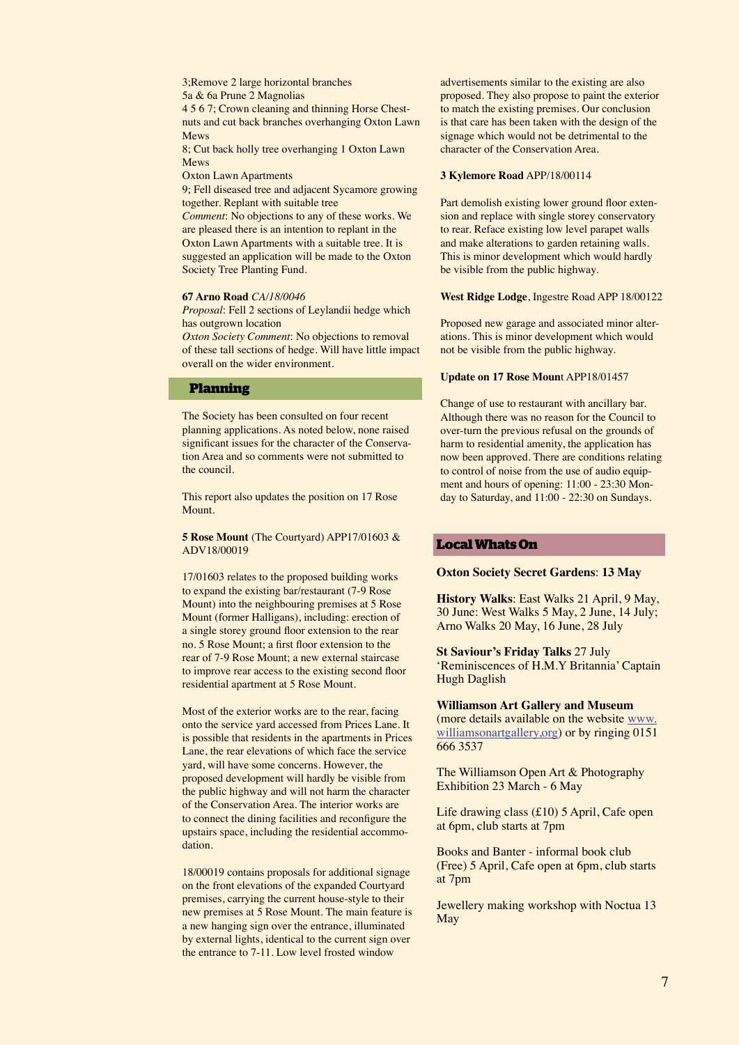3;Remove 2 large horizontal branches
5a & 6a Prune 2 Magnolias
4 5 6 7; Crown cleaning and thinning Horse Chestnuts and cut back branches overhanging Oxton Lawn Mews
8; Cut back holly tree overhanging 1 Oxton Lawn Mews
Oxton Lawn Apartments
9; Fell diseased tree and adjacent Sycamore growing together. Replant with suitable tree
*Comment*: No objections to any of these works. We are pleased there is an intention to replant in the Oxton Lawn Apartments with a suitable tree. It is suggested an application will be made to the Oxton Society Tree Planting Fund.

**67 Arno Road** *CA/18/0046*
*Proposal*: Fell 2 sections of Leylandii hedge which has outgrown location
*Oxton Society Comment*: No objections to removal of these tall sections of hedge. Will have little impact overall on the wider environment.

## Planning

The Society has been consulted on four recent planning applications. As noted below, none raised significant issues for the character of the Conservation Area and so comments were not submitted to the council.

This report also updates the position on 17 Rose Mount.

**5 Rose Mount** (The Courtyard) APP17/01603 & ADV18/00019

17/01603 relates to the proposed building works to expand the existing bar/restaurant (7-9 Rose Mount) into the neighbouring premises at 5 Rose Mount (former Halligans), including: erection of a single storey ground floor extension to the rear no. 5 Rose Mount; a first floor extension to the rear of 7-9 Rose Mount; a new external staircase to improve rear access to the existing second floor residential apartment at 5 Rose Mount.

Most of the exterior works are to the rear, facing onto the service yard accessed from Prices Lane. It is possible that residents in the apartments in Prices Lane, the rear elevations of which face the service yard, will have some concerns. However, the proposed development will hardly be visible from the public highway and will not harm the character of the Conservation Area. The interior works are to connect the dining facilities and reconfigure the upstairs space, including the residential accommodation.

18/00019 contains proposals for additional signage on the front elevations of the expanded Courtyard premises, carrying the current house-style to their new premises at 5 Rose Mount. The main feature is a new hanging sign over the entrance, illuminated by external lights, identical to the current sign over the entrance to 7-11. Low level frosted window advertisements similar to the existing are also proposed. They also propose to paint the exterior to match the existing premises. Our conclusion is that care has been taken with the design of the signage which would not be detrimental to the character of the Conservation Area.

**3 Kylemore Road** APP/18/00114

Part demolish existing lower ground floor extension and replace with single storey conservatory to rear. Reface existing low level parapet walls and make alterations to garden retaining walls. This is minor development which would hardly be visible from the public highway.

**West Ridge Lodge**, Ingestre Road APP 18/00122

Proposed new garage and associated minor alterations. This is minor development which would not be visible from the public highway.

**Update on 17 Rose Moun**t APP18/01457

Change of use to restaurant with ancillary bar. Although there was no reason for the Council to over-turn the previous refusal on the grounds of harm to residential amenity, the application has now been approved. There are conditions relating to control of noise from the use of audio equipment and hours of opening: 11:00 - 23:30 Monday to Saturday, and 11:00 - 22:30 on Sundays.

## Local Whats On

**Oxton Society Secret Gardens**: **13 May**

**History Walks**: East Walks 21 April, 9 May, 30 June: West Walks 5 May, 2 June, 14 July; Arno Walks 20 May, 16 June, 28 July

**St Saviour's Friday Talks** 27 July 'Reminiscences of H.M.Y Britannia' Captain Hugh Daglish

**Williamson Art Gallery and Museum** (more details available on the website www.williamsonartgallery,org) or by ringing 0151 666 3537

The Williamson Open Art & Photography Exhibition 23 March - 6 May

Life drawing class (£10) 5 April, Cafe open at 6pm, club starts at 7pm

Books and Banter - informal book club (Free) 5 April, Cafe open at 6pm, club starts at 7pm

Jewellery making workshop with Noctua 13 May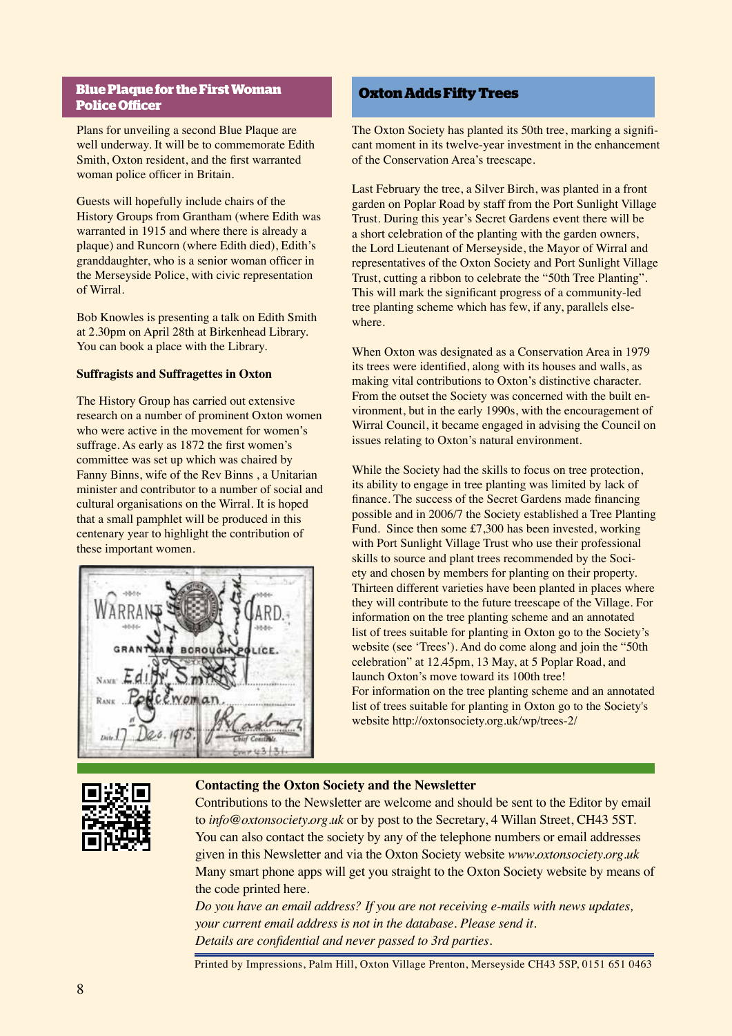## Blue Plaque for the First Woman Police Officer

Plans for unveiling a second Blue Plaque are well underway. It will be to commemorate Edith Smith, Oxton resident, and the first warranted woman police officer in Britain.

Guests will hopefully include chairs of the History Groups from Grantham (where Edith was warranted in 1915 and where there is already a plaque) and Runcorn (where Edith died), Edith's granddaughter, who is a senior woman officer in the Merseyside Police, with civic representation of Wirral.

Bob Knowles is presenting a talk on Edith Smith at 2.30pm on April 28th at Birkenhead Library. You can book a place with the Library.

**Suffragists and Suffragettes in Oxton**

The History Group has carried out extensive research on a number of prominent Oxton women who were active in the movement for women's suffrage. As early as 1872 the first women's committee was set up which was chaired by Fanny Binns, wife of the Rev Binns , a Unitarian minister and contributor to a number of social and cultural organisations on the Wirral. It is hoped that a small pamphlet will be produced in this centenary year to highlight the contribution of these important women.

## Oxton Adds Fifty Trees

The Oxton Society has planted its 50th tree, marking a significant moment in its twelve-year investment in the enhancement of the Conservation Area's treescape.

Last February the tree, a Silver Birch, was planted in a front garden on Poplar Road by staff from the Port Sunlight Village Trust. During this year's Secret Gardens event there will be a short celebration of the planting with the garden owners, the Lord Lieutenant of Merseyside, the Mayor of Wirral and representatives of the Oxton Society and Port Sunlight Village Trust, cutting a ribbon to celebrate the "50th Tree Planting". This will mark the significant progress of a community-led tree planting scheme which has few, if any, parallels elsewhere.

When Oxton was designated as a Conservation Area in 1979 its trees were identified, along with its houses and walls, as making vital contributions to Oxton's distinctive character. From the outset the Society was concerned with the built environment, but in the early 1990s, with the encouragement of Wirral Council, it became engaged in advising the Council on issues relating to Oxton's natural environment.

While the Society had the skills to focus on tree protection, its ability to engage in tree planting was limited by lack of finance. The success of the Secret Gardens made financing possible and in 2006/7 the Society established a Tree Planting Fund. Since then some £7,300 has been invested, working with Port Sunlight Village Trust who use their professional skills to source and plant trees recommended by the Society and chosen by members for planting on their property. Thirteen different varieties have been planted in places where they will contribute to the future treescape of the Village. For information on the tree planting scheme and an annotated list of trees suitable for planting in Oxton go to the Society's website (see 'Trees'). And do come along and join the "50th celebration" at 12.45pm, 13 May, at 5 Poplar Road, and launch Oxton's move toward its 100th tree!

For information on the tree planting scheme and an annotated list of trees suitable for planting in Oxton go to the Society's website http://oxtonsociety.org.uk/wp/trees-2/

**Contacting the Oxton Society and the Newsletter**

Contributions to the Newsletter are welcome and should be sent to the Editor by email to *info@oxtonsociety.org.uk* or by post to the Secretary, 4 Willan Street, CH43 5ST. You can also contact the society by any of the telephone numbers or email addresses given in this Newsletter and via the Oxton Society website *www.oxtonsociety.org.uk* Many smart phone apps will get you straight to the Oxton Society website by means of the code printed here.

*Do you have an email address? If you are not receiving e-mails with news updates, your current email address is not in the database. Please send it.*
*Details are confidential and never passed to 3rd parties.*

Printed by Impressions, Palm Hill, Oxton Village Prenton, Merseyside CH43 5SP, 0151 651 0463